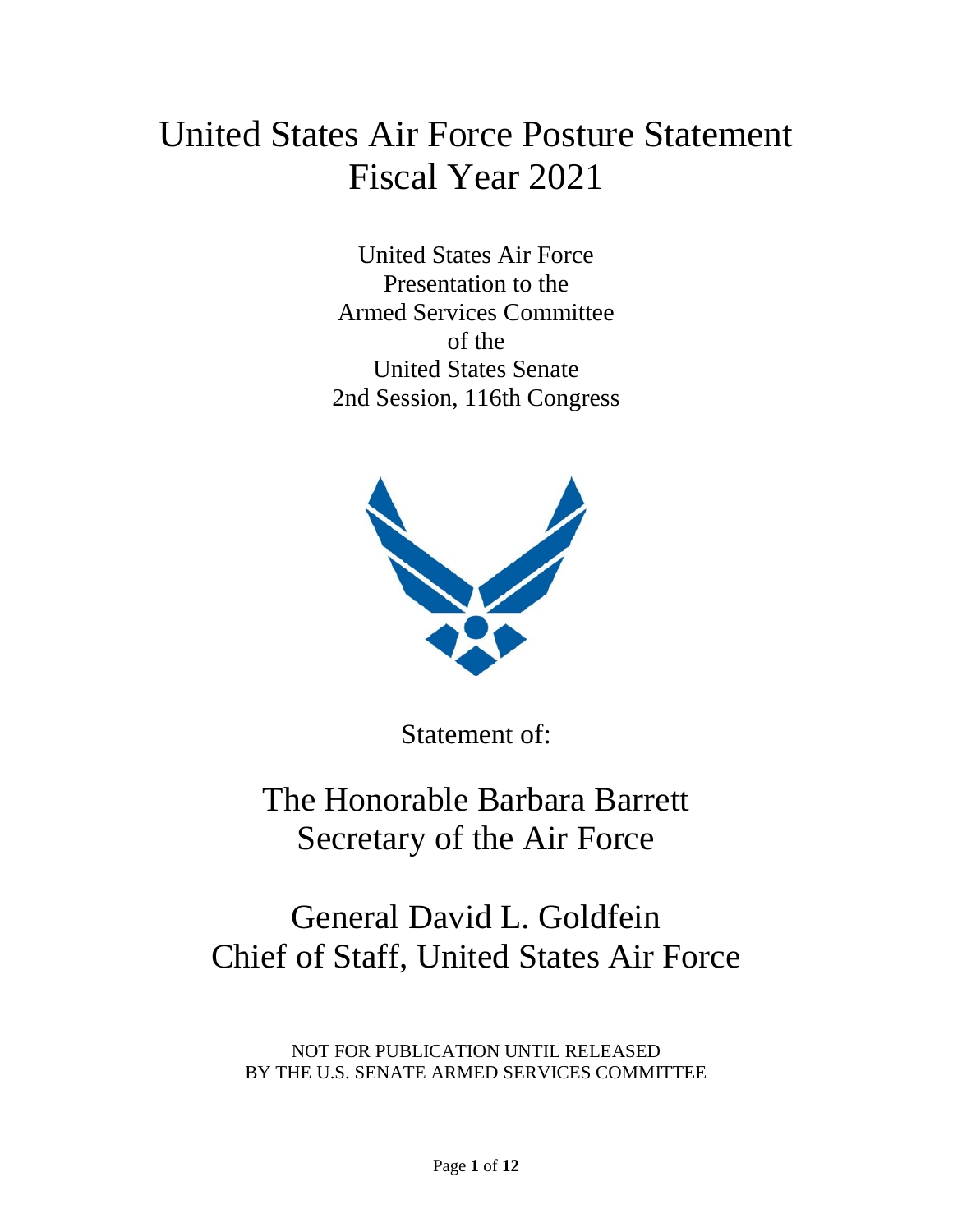# United States Air Force Posture Statement Fiscal Year 2021

United States Air Force
Presentation to the
Armed Services Committee
of the
United States Senate
2nd Session, 116th Congress

Statement of:

## The Honorable Barbara Barrett
## Secretary of the Air Force

## General David L. Goldfein
## Chief of Staff, United States Air Force

NOT FOR PUBLICATION UNTIL RELEASED
BY THE U.S. SENATE ARMED SERVICES COMMITTEE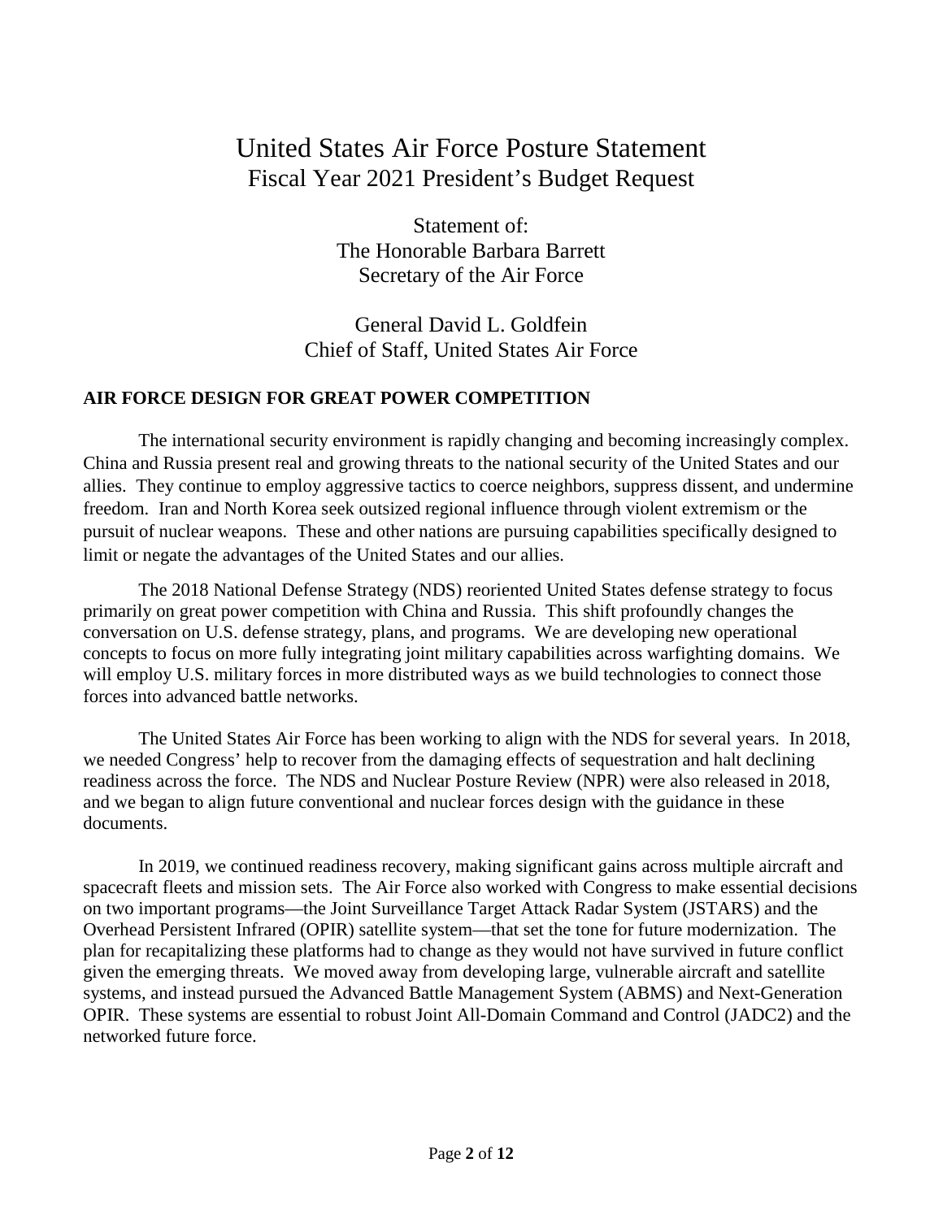# United States Air Force Posture Statement
## Fiscal Year 2021 President's Budget Request

Statement of:
The Honorable Barbara Barrett
Secretary of the Air Force

General David L. Goldfein
Chief of Staff, United States Air Force

**AIR FORCE DESIGN FOR GREAT POWER COMPETITION**

The international security environment is rapidly changing and becoming increasingly complex. China and Russia present real and growing threats to the national security of the United States and our allies. They continue to employ aggressive tactics to coerce neighbors, suppress dissent, and undermine freedom. Iran and North Korea seek outsized regional influence through violent extremism or the pursuit of nuclear weapons. These and other nations are pursuing capabilities specifically designed to limit or negate the advantages of the United States and our allies.

The 2018 National Defense Strategy (NDS) reoriented United States defense strategy to focus primarily on great power competition with China and Russia. This shift profoundly changes the conversation on U.S. defense strategy, plans, and programs. We are developing new operational concepts to focus on more fully integrating joint military capabilities across warfighting domains. We will employ U.S. military forces in more distributed ways as we build technologies to connect those forces into advanced battle networks.

The United States Air Force has been working to align with the NDS for several years. In 2018, we needed Congress' help to recover from the damaging effects of sequestration and halt declining readiness across the force. The NDS and Nuclear Posture Review (NPR) were also released in 2018, and we began to align future conventional and nuclear forces design with the guidance in these documents.

In 2019, we continued readiness recovery, making significant gains across multiple aircraft and spacecraft fleets and mission sets. The Air Force also worked with Congress to make essential decisions on two important programs—the Joint Surveillance Target Attack Radar System (JSTARS) and the Overhead Persistent Infrared (OPIR) satellite system—that set the tone for future modernization. The plan for recapitalizing these platforms had to change as they would not have survived in future conflict given the emerging threats. We moved away from developing large, vulnerable aircraft and satellite systems, and instead pursued the Advanced Battle Management System (ABMS) and Next-Generation OPIR. These systems are essential to robust Joint All-Domain Command and Control (JADC2) and the networked future force.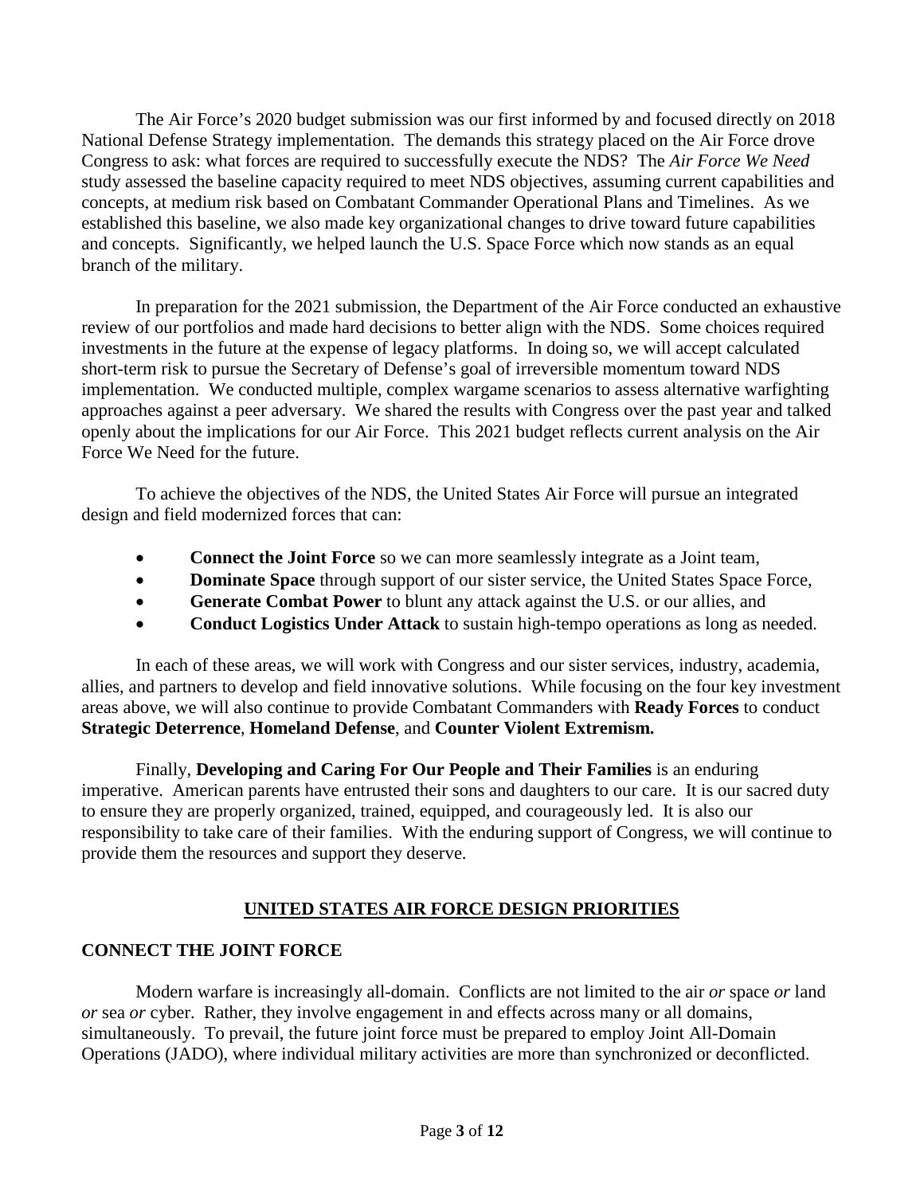The Air Force's 2020 budget submission was our first informed by and focused directly on 2018 National Defense Strategy implementation. The demands this strategy placed on the Air Force drove Congress to ask: what forces are required to successfully execute the NDS? The *Air Force We Need* study assessed the baseline capacity required to meet NDS objectives, assuming current capabilities and concepts, at medium risk based on Combatant Commander Operational Plans and Timelines. As we established this baseline, we also made key organizational changes to drive toward future capabilities and concepts. Significantly, we helped launch the U.S. Space Force which now stands as an equal branch of the military.

In preparation for the 2021 submission, the Department of the Air Force conducted an exhaustive review of our portfolios and made hard decisions to better align with the NDS. Some choices required investments in the future at the expense of legacy platforms. In doing so, we will accept calculated short-term risk to pursue the Secretary of Defense's goal of irreversible momentum toward NDS implementation. We conducted multiple, complex wargame scenarios to assess alternative warfighting approaches against a peer adversary. We shared the results with Congress over the past year and talked openly about the implications for our Air Force. This 2021 budget reflects current analysis on the Air Force We Need for the future.

To achieve the objectives of the NDS, the United States Air Force will pursue an integrated design and field modernized forces that can:

- **Connect the Joint Force** so we can more seamlessly integrate as a Joint team,
- **Dominate Space** through support of our sister service, the United States Space Force,
- **Generate Combat Power** to blunt any attack against the U.S. or our allies, and
- **Conduct Logistics Under Attack** to sustain high-tempo operations as long as needed.

In each of these areas, we will work with Congress and our sister services, industry, academia, allies, and partners to develop and field innovative solutions. While focusing on the four key investment areas above, we will also continue to provide Combatant Commanders with **Ready Forces** to conduct **Strategic Deterrence**, **Homeland Defense**, and **Counter Violent Extremism.**

Finally, **Developing and Caring For Our People and Their Families** is an enduring imperative. American parents have entrusted their sons and daughters to our care. It is our sacred duty to ensure they are properly organized, trained, equipped, and courageously led. It is also our responsibility to take care of their families. With the enduring support of Congress, we will continue to provide them the resources and support they deserve.

## UNITED STATES AIR FORCE DESIGN PRIORITIES

### CONNECT THE JOINT FORCE

Modern warfare is increasingly all-domain. Conflicts are not limited to the air *or* space *or* land *or* sea *or* cyber. Rather, they involve engagement in and effects across many or all domains, simultaneously. To prevail, the future joint force must be prepared to employ Joint All-Domain Operations (JADO), where individual military activities are more than synchronized or deconflicted.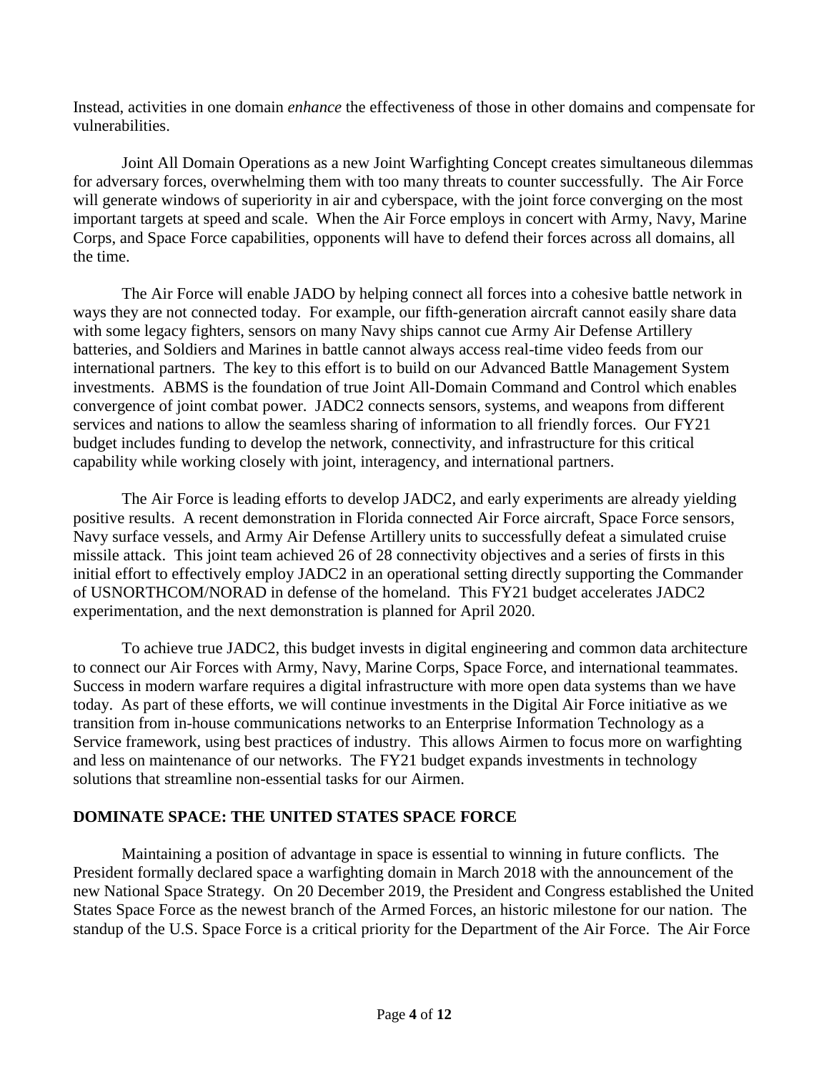Instead, activities in one domain *enhance* the effectiveness of those in other domains and compensate for vulnerabilities.

Joint All Domain Operations as a new Joint Warfighting Concept creates simultaneous dilemmas for adversary forces, overwhelming them with too many threats to counter successfully. The Air Force will generate windows of superiority in air and cyberspace, with the joint force converging on the most important targets at speed and scale. When the Air Force employs in concert with Army, Navy, Marine Corps, and Space Force capabilities, opponents will have to defend their forces across all domains, all the time.

The Air Force will enable JADO by helping connect all forces into a cohesive battle network in ways they are not connected today. For example, our fifth-generation aircraft cannot easily share data with some legacy fighters, sensors on many Navy ships cannot cue Army Air Defense Artillery batteries, and Soldiers and Marines in battle cannot always access real-time video feeds from our international partners. The key to this effort is to build on our Advanced Battle Management System investments. ABMS is the foundation of true Joint All-Domain Command and Control which enables convergence of joint combat power. JADC2 connects sensors, systems, and weapons from different services and nations to allow the seamless sharing of information to all friendly forces. Our FY21 budget includes funding to develop the network, connectivity, and infrastructure for this critical capability while working closely with joint, interagency, and international partners.

The Air Force is leading efforts to develop JADC2, and early experiments are already yielding positive results. A recent demonstration in Florida connected Air Force aircraft, Space Force sensors, Navy surface vessels, and Army Air Defense Artillery units to successfully defeat a simulated cruise missile attack. This joint team achieved 26 of 28 connectivity objectives and a series of firsts in this initial effort to effectively employ JADC2 in an operational setting directly supporting the Commander of USNORTHCOM/NORAD in defense of the homeland. This FY21 budget accelerates JADC2 experimentation, and the next demonstration is planned for April 2020.

To achieve true JADC2, this budget invests in digital engineering and common data architecture to connect our Air Forces with Army, Navy, Marine Corps, Space Force, and international teammates. Success in modern warfare requires a digital infrastructure with more open data systems than we have today. As part of these efforts, we will continue investments in the Digital Air Force initiative as we transition from in-house communications networks to an Enterprise Information Technology as a Service framework, using best practices of industry. This allows Airmen to focus more on warfighting and less on maintenance of our networks. The FY21 budget expands investments in technology solutions that streamline non-essential tasks for our Airmen.

## DOMINATE SPACE: THE UNITED STATES SPACE FORCE

Maintaining a position of advantage in space is essential to winning in future conflicts. The President formally declared space a warfighting domain in March 2018 with the announcement of the new National Space Strategy. On 20 December 2019, the President and Congress established the United States Space Force as the newest branch of the Armed Forces, an historic milestone for our nation. The standup of the U.S. Space Force is a critical priority for the Department of the Air Force. The Air Force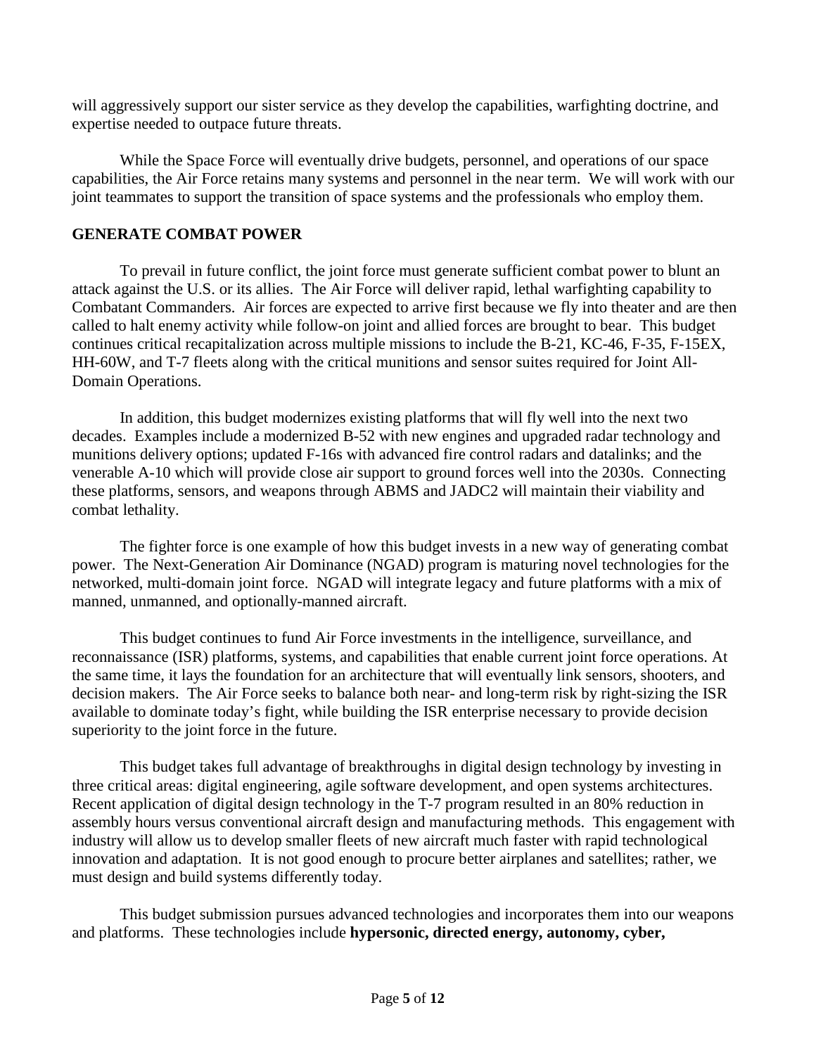will aggressively support our sister service as they develop the capabilities, warfighting doctrine, and expertise needed to outpace future threats.

While the Space Force will eventually drive budgets, personnel, and operations of our space capabilities, the Air Force retains many systems and personnel in the near term. We will work with our joint teammates to support the transition of space systems and the professionals who employ them.

## GENERATE COMBAT POWER

To prevail in future conflict, the joint force must generate sufficient combat power to blunt an attack against the U.S. or its allies. The Air Force will deliver rapid, lethal warfighting capability to Combatant Commanders. Air forces are expected to arrive first because we fly into theater and are then called to halt enemy activity while follow-on joint and allied forces are brought to bear. This budget continues critical recapitalization across multiple missions to include the B-21, KC-46, F-35, F-15EX, HH-60W, and T-7 fleets along with the critical munitions and sensor suites required for Joint All-Domain Operations.

In addition, this budget modernizes existing platforms that will fly well into the next two decades. Examples include a modernized B-52 with new engines and upgraded radar technology and munitions delivery options; updated F-16s with advanced fire control radars and datalinks; and the venerable A-10 which will provide close air support to ground forces well into the 2030s. Connecting these platforms, sensors, and weapons through ABMS and JADC2 will maintain their viability and combat lethality.

The fighter force is one example of how this budget invests in a new way of generating combat power. The Next-Generation Air Dominance (NGAD) program is maturing novel technologies for the networked, multi-domain joint force. NGAD will integrate legacy and future platforms with a mix of manned, unmanned, and optionally-manned aircraft.

This budget continues to fund Air Force investments in the intelligence, surveillance, and reconnaissance (ISR) platforms, systems, and capabilities that enable current joint force operations. At the same time, it lays the foundation for an architecture that will eventually link sensors, shooters, and decision makers. The Air Force seeks to balance both near- and long-term risk by right-sizing the ISR available to dominate today's fight, while building the ISR enterprise necessary to provide decision superiority to the joint force in the future.

This budget takes full advantage of breakthroughs in digital design technology by investing in three critical areas: digital engineering, agile software development, and open systems architectures. Recent application of digital design technology in the T-7 program resulted in an 80% reduction in assembly hours versus conventional aircraft design and manufacturing methods. This engagement with industry will allow us to develop smaller fleets of new aircraft much faster with rapid technological innovation and adaptation. It is not good enough to procure better airplanes and satellites; rather, we must design and build systems differently today.

This budget submission pursues advanced technologies and incorporates them into our weapons and platforms. These technologies include **hypersonic, directed energy, autonomy, cyber,**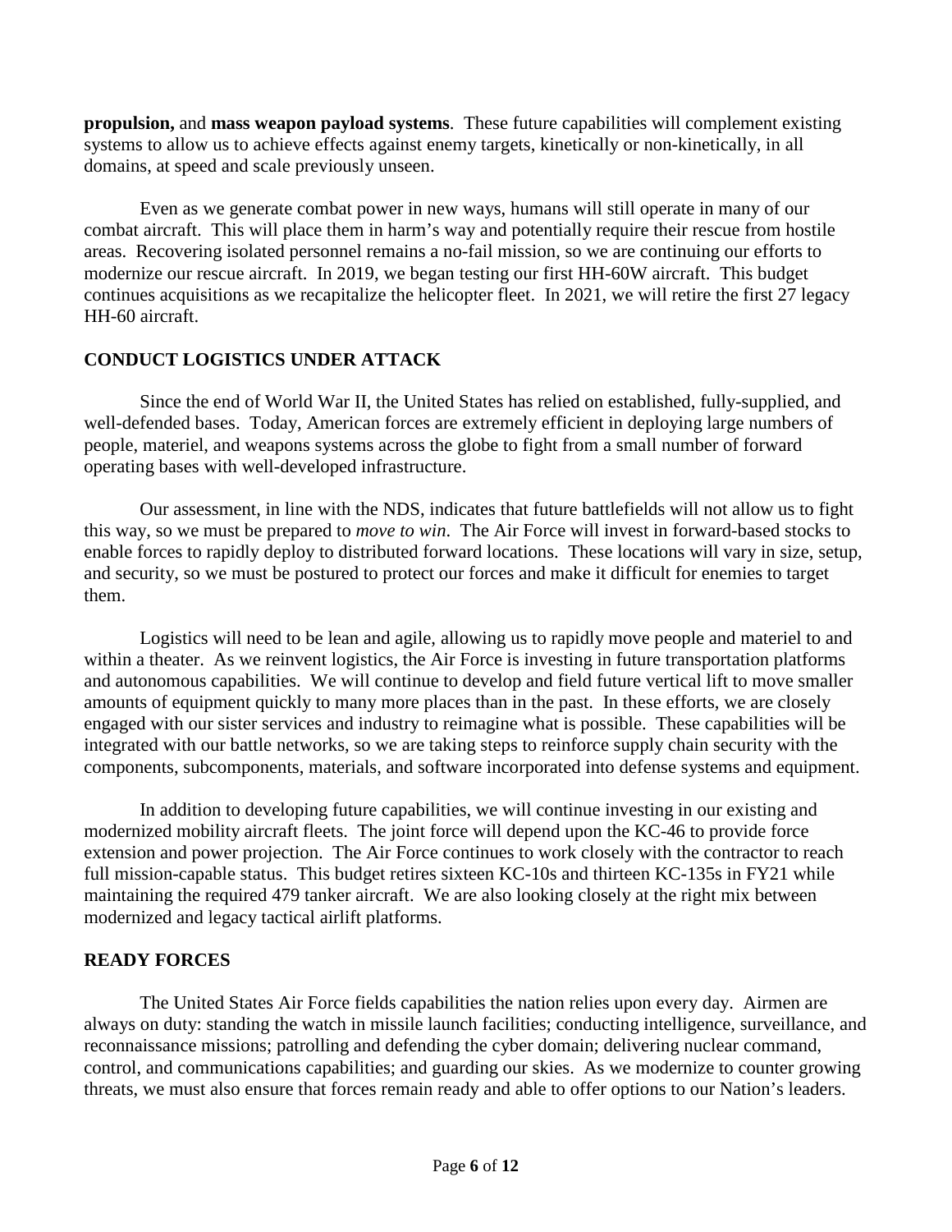**propulsion,** and **mass weapon payload systems**. These future capabilities will complement existing systems to allow us to achieve effects against enemy targets, kinetically or non-kinetically, in all domains, at speed and scale previously unseen.

Even as we generate combat power in new ways, humans will still operate in many of our combat aircraft. This will place them in harm's way and potentially require their rescue from hostile areas. Recovering isolated personnel remains a no-fail mission, so we are continuing our efforts to modernize our rescue aircraft. In 2019, we began testing our first HH-60W aircraft. This budget continues acquisitions as we recapitalize the helicopter fleet. In 2021, we will retire the first 27 legacy HH-60 aircraft.

## CONDUCT LOGISTICS UNDER ATTACK

Since the end of World War II, the United States has relied on established, fully-supplied, and well-defended bases. Today, American forces are extremely efficient in deploying large numbers of people, materiel, and weapons systems across the globe to fight from a small number of forward operating bases with well-developed infrastructure.

Our assessment, in line with the NDS, indicates that future battlefields will not allow us to fight this way, so we must be prepared to *move to win*. The Air Force will invest in forward-based stocks to enable forces to rapidly deploy to distributed forward locations. These locations will vary in size, setup, and security, so we must be postured to protect our forces and make it difficult for enemies to target them.

Logistics will need to be lean and agile, allowing us to rapidly move people and materiel to and within a theater. As we reinvent logistics, the Air Force is investing in future transportation platforms and autonomous capabilities. We will continue to develop and field future vertical lift to move smaller amounts of equipment quickly to many more places than in the past. In these efforts, we are closely engaged with our sister services and industry to reimagine what is possible. These capabilities will be integrated with our battle networks, so we are taking steps to reinforce supply chain security with the components, subcomponents, materials, and software incorporated into defense systems and equipment.

In addition to developing future capabilities, we will continue investing in our existing and modernized mobility aircraft fleets. The joint force will depend upon the KC-46 to provide force extension and power projection. The Air Force continues to work closely with the contractor to reach full mission-capable status. This budget retires sixteen KC-10s and thirteen KC-135s in FY21 while maintaining the required 479 tanker aircraft. We are also looking closely at the right mix between modernized and legacy tactical airlift platforms.

## READY FORCES

The United States Air Force fields capabilities the nation relies upon every day. Airmen are always on duty: standing the watch in missile launch facilities; conducting intelligence, surveillance, and reconnaissance missions; patrolling and defending the cyber domain; delivering nuclear command, control, and communications capabilities; and guarding our skies. As we modernize to counter growing threats, we must also ensure that forces remain ready and able to offer options to our Nation's leaders.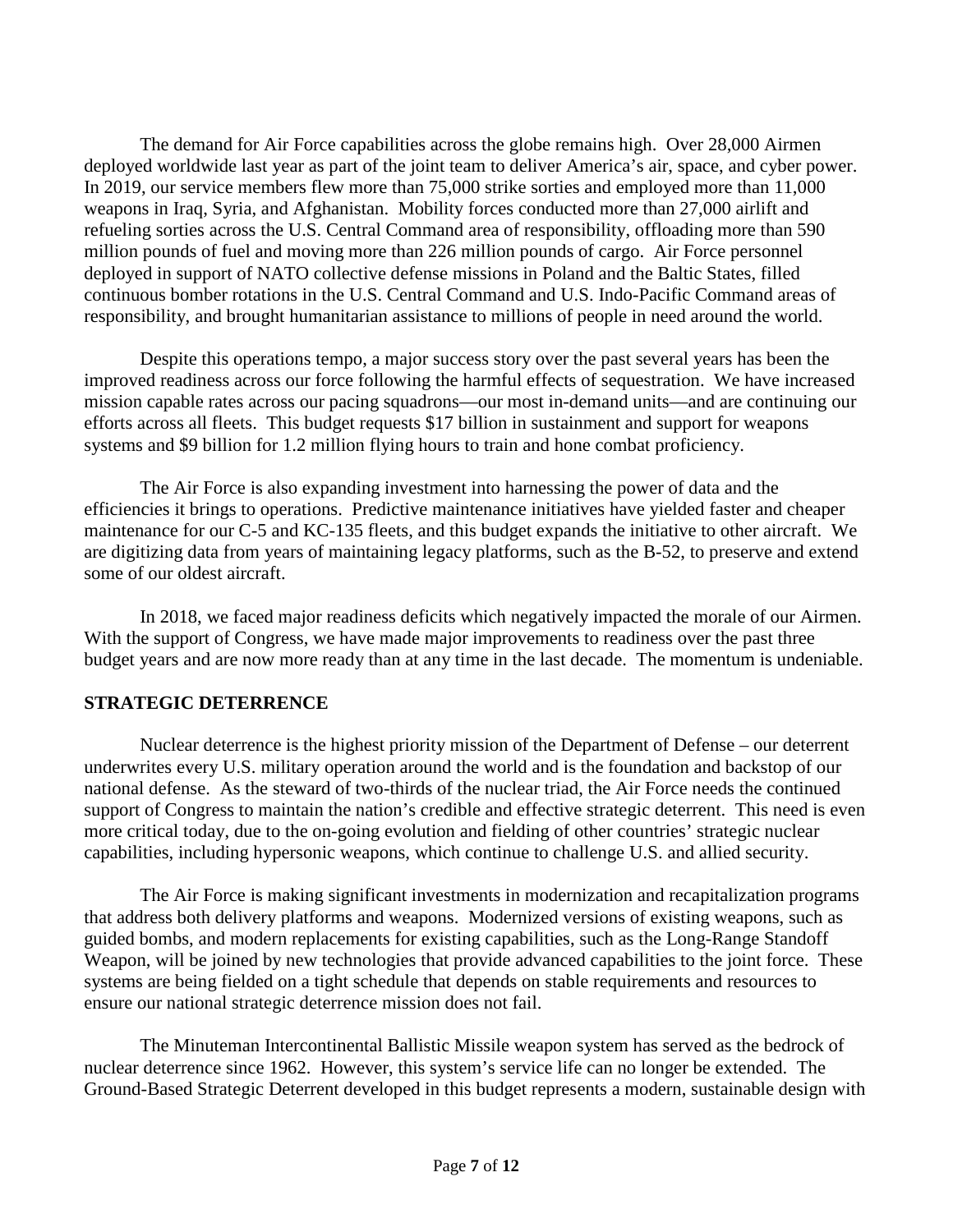The demand for Air Force capabilities across the globe remains high. Over 28,000 Airmen deployed worldwide last year as part of the joint team to deliver America's air, space, and cyber power. In 2019, our service members flew more than 75,000 strike sorties and employed more than 11,000 weapons in Iraq, Syria, and Afghanistan. Mobility forces conducted more than 27,000 airlift and refueling sorties across the U.S. Central Command area of responsibility, offloading more than 590 million pounds of fuel and moving more than 226 million pounds of cargo. Air Force personnel deployed in support of NATO collective defense missions in Poland and the Baltic States, filled continuous bomber rotations in the U.S. Central Command and U.S. Indo-Pacific Command areas of responsibility, and brought humanitarian assistance to millions of people in need around the world.

Despite this operations tempo, a major success story over the past several years has been the improved readiness across our force following the harmful effects of sequestration. We have increased mission capable rates across our pacing squadrons—our most in-demand units—and are continuing our efforts across all fleets. This budget requests $17 billion in sustainment and support for weapons systems and $9 billion for 1.2 million flying hours to train and hone combat proficiency.

The Air Force is also expanding investment into harnessing the power of data and the efficiencies it brings to operations. Predictive maintenance initiatives have yielded faster and cheaper maintenance for our C-5 and KC-135 fleets, and this budget expands the initiative to other aircraft. We are digitizing data from years of maintaining legacy platforms, such as the B-52, to preserve and extend some of our oldest aircraft.

In 2018, we faced major readiness deficits which negatively impacted the morale of our Airmen. With the support of Congress, we have made major improvements to readiness over the past three budget years and are now more ready than at any time in the last decade. The momentum is undeniable.

## STRATEGIC DETERRENCE

Nuclear deterrence is the highest priority mission of the Department of Defense – our deterrent underwrites every U.S. military operation around the world and is the foundation and backstop of our national defense. As the steward of two-thirds of the nuclear triad, the Air Force needs the continued support of Congress to maintain the nation's credible and effective strategic deterrent. This need is even more critical today, due to the on-going evolution and fielding of other countries' strategic nuclear capabilities, including hypersonic weapons, which continue to challenge U.S. and allied security.

The Air Force is making significant investments in modernization and recapitalization programs that address both delivery platforms and weapons. Modernized versions of existing weapons, such as guided bombs, and modern replacements for existing capabilities, such as the Long-Range Standoff Weapon, will be joined by new technologies that provide advanced capabilities to the joint force. These systems are being fielded on a tight schedule that depends on stable requirements and resources to ensure our national strategic deterrence mission does not fail.

The Minuteman Intercontinental Ballistic Missile weapon system has served as the bedrock of nuclear deterrence since 1962. However, this system's service life can no longer be extended. The Ground-Based Strategic Deterrent developed in this budget represents a modern, sustainable design with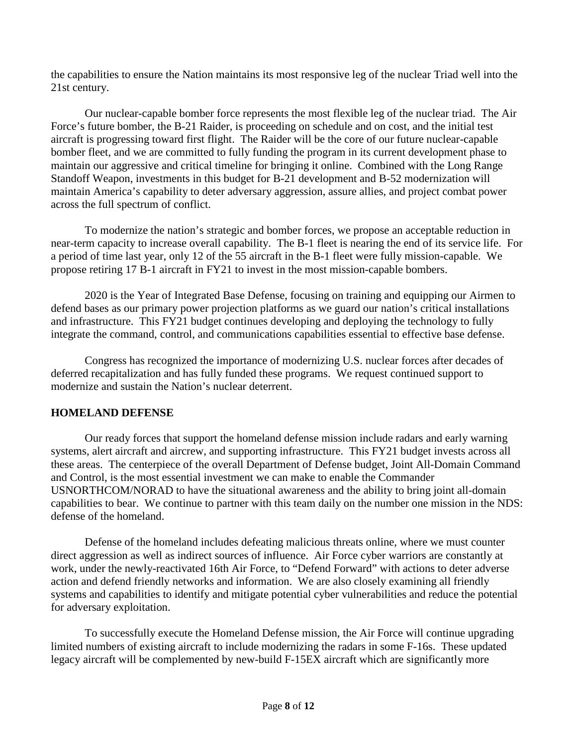the capabilities to ensure the Nation maintains its most responsive leg of the nuclear Triad well into the 21st century.

Our nuclear-capable bomber force represents the most flexible leg of the nuclear triad. The Air Force's future bomber, the B-21 Raider, is proceeding on schedule and on cost, and the initial test aircraft is progressing toward first flight. The Raider will be the core of our future nuclear-capable bomber fleet, and we are committed to fully funding the program in its current development phase to maintain our aggressive and critical timeline for bringing it online. Combined with the Long Range Standoff Weapon, investments in this budget for B-21 development and B-52 modernization will maintain America's capability to deter adversary aggression, assure allies, and project combat power across the full spectrum of conflict.

To modernize the nation's strategic and bomber forces, we propose an acceptable reduction in near-term capacity to increase overall capability. The B-1 fleet is nearing the end of its service life. For a period of time last year, only 12 of the 55 aircraft in the B-1 fleet were fully mission-capable. We propose retiring 17 B-1 aircraft in FY21 to invest in the most mission-capable bombers.

2020 is the Year of Integrated Base Defense, focusing on training and equipping our Airmen to defend bases as our primary power projection platforms as we guard our nation's critical installations and infrastructure. This FY21 budget continues developing and deploying the technology to fully integrate the command, control, and communications capabilities essential to effective base defense.

Congress has recognized the importance of modernizing U.S. nuclear forces after decades of deferred recapitalization and has fully funded these programs. We request continued support to modernize and sustain the Nation's nuclear deterrent.

## HOMELAND DEFENSE

Our ready forces that support the homeland defense mission include radars and early warning systems, alert aircraft and aircrew, and supporting infrastructure. This FY21 budget invests across all these areas. The centerpiece of the overall Department of Defense budget, Joint All-Domain Command and Control, is the most essential investment we can make to enable the Commander USNORTHCOM/NORAD to have the situational awareness and the ability to bring joint all-domain capabilities to bear. We continue to partner with this team daily on the number one mission in the NDS: defense of the homeland.

Defense of the homeland includes defeating malicious threats online, where we must counter direct aggression as well as indirect sources of influence. Air Force cyber warriors are constantly at work, under the newly-reactivated 16th Air Force, to "Defend Forward" with actions to deter adverse action and defend friendly networks and information. We are also closely examining all friendly systems and capabilities to identify and mitigate potential cyber vulnerabilities and reduce the potential for adversary exploitation.

To successfully execute the Homeland Defense mission, the Air Force will continue upgrading limited numbers of existing aircraft to include modernizing the radars in some F-16s. These updated legacy aircraft will be complemented by new-build F-15EX aircraft which are significantly more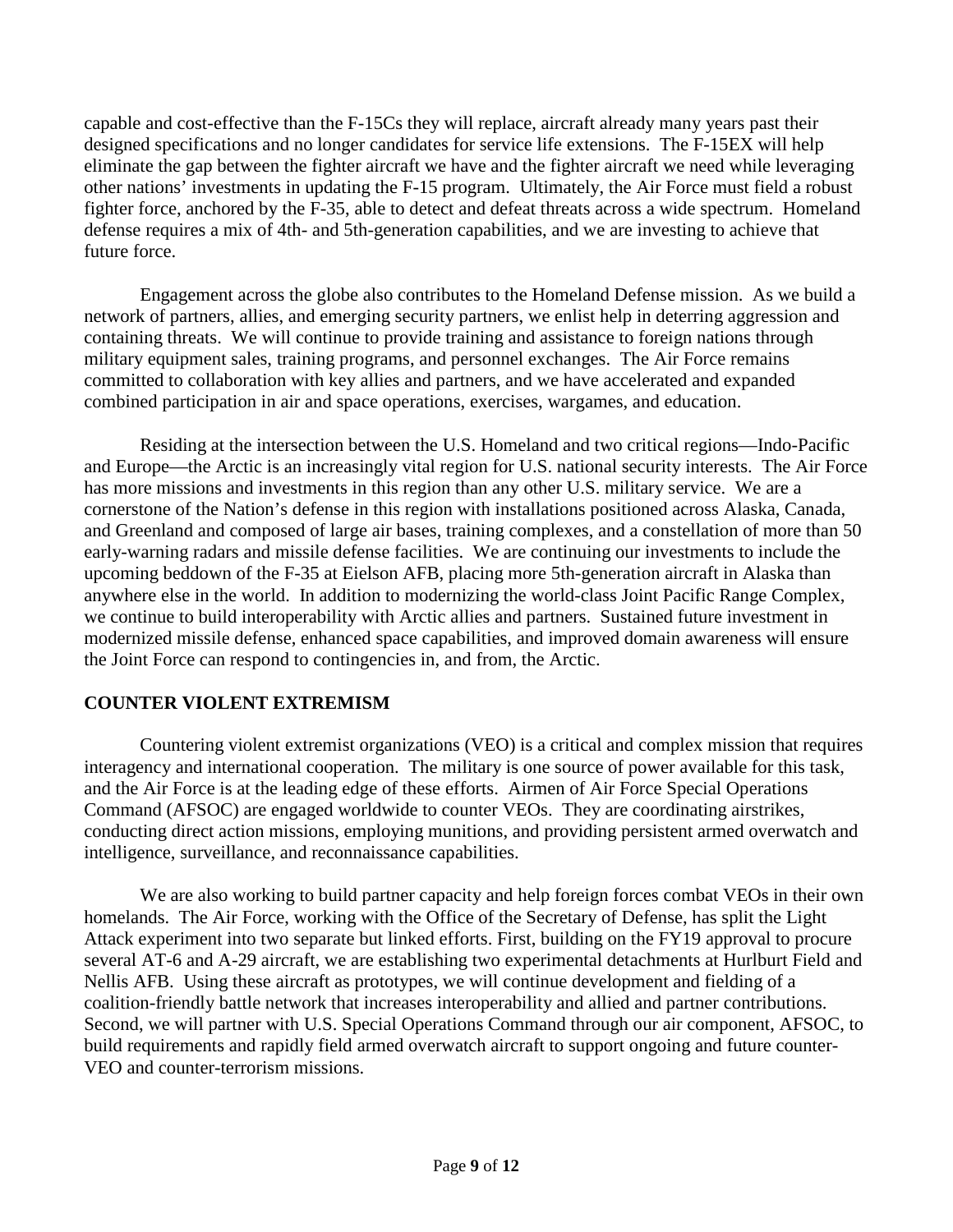capable and cost-effective than the F-15Cs they will replace, aircraft already many years past their designed specifications and no longer candidates for service life extensions. The F-15EX will help eliminate the gap between the fighter aircraft we have and the fighter aircraft we need while leveraging other nations' investments in updating the F-15 program. Ultimately, the Air Force must field a robust fighter force, anchored by the F-35, able to detect and defeat threats across a wide spectrum. Homeland defense requires a mix of 4th- and 5th-generation capabilities, and we are investing to achieve that future force.

Engagement across the globe also contributes to the Homeland Defense mission. As we build a network of partners, allies, and emerging security partners, we enlist help in deterring aggression and containing threats. We will continue to provide training and assistance to foreign nations through military equipment sales, training programs, and personnel exchanges. The Air Force remains committed to collaboration with key allies and partners, and we have accelerated and expanded combined participation in air and space operations, exercises, wargames, and education.

Residing at the intersection between the U.S. Homeland and two critical regions—Indo-Pacific and Europe—the Arctic is an increasingly vital region for U.S. national security interests. The Air Force has more missions and investments in this region than any other U.S. military service. We are a cornerstone of the Nation's defense in this region with installations positioned across Alaska, Canada, and Greenland and composed of large air bases, training complexes, and a constellation of more than 50 early-warning radars and missile defense facilities. We are continuing our investments to include the upcoming beddown of the F-35 at Eielson AFB, placing more 5th-generation aircraft in Alaska than anywhere else in the world. In addition to modernizing the world-class Joint Pacific Range Complex, we continue to build interoperability with Arctic allies and partners. Sustained future investment in modernized missile defense, enhanced space capabilities, and improved domain awareness will ensure the Joint Force can respond to contingencies in, and from, the Arctic.

## COUNTER VIOLENT EXTREMISM

Countering violent extremist organizations (VEO) is a critical and complex mission that requires interagency and international cooperation. The military is one source of power available for this task, and the Air Force is at the leading edge of these efforts. Airmen of Air Force Special Operations Command (AFSOC) are engaged worldwide to counter VEOs. They are coordinating airstrikes, conducting direct action missions, employing munitions, and providing persistent armed overwatch and intelligence, surveillance, and reconnaissance capabilities.

We are also working to build partner capacity and help foreign forces combat VEOs in their own homelands. The Air Force, working with the Office of the Secretary of Defense, has split the Light Attack experiment into two separate but linked efforts. First, building on the FY19 approval to procure several AT-6 and A-29 aircraft, we are establishing two experimental detachments at Hurlburt Field and Nellis AFB. Using these aircraft as prototypes, we will continue development and fielding of a coalition-friendly battle network that increases interoperability and allied and partner contributions. Second, we will partner with U.S. Special Operations Command through our air component, AFSOC, to build requirements and rapidly field armed overwatch aircraft to support ongoing and future counter-VEO and counter-terrorism missions.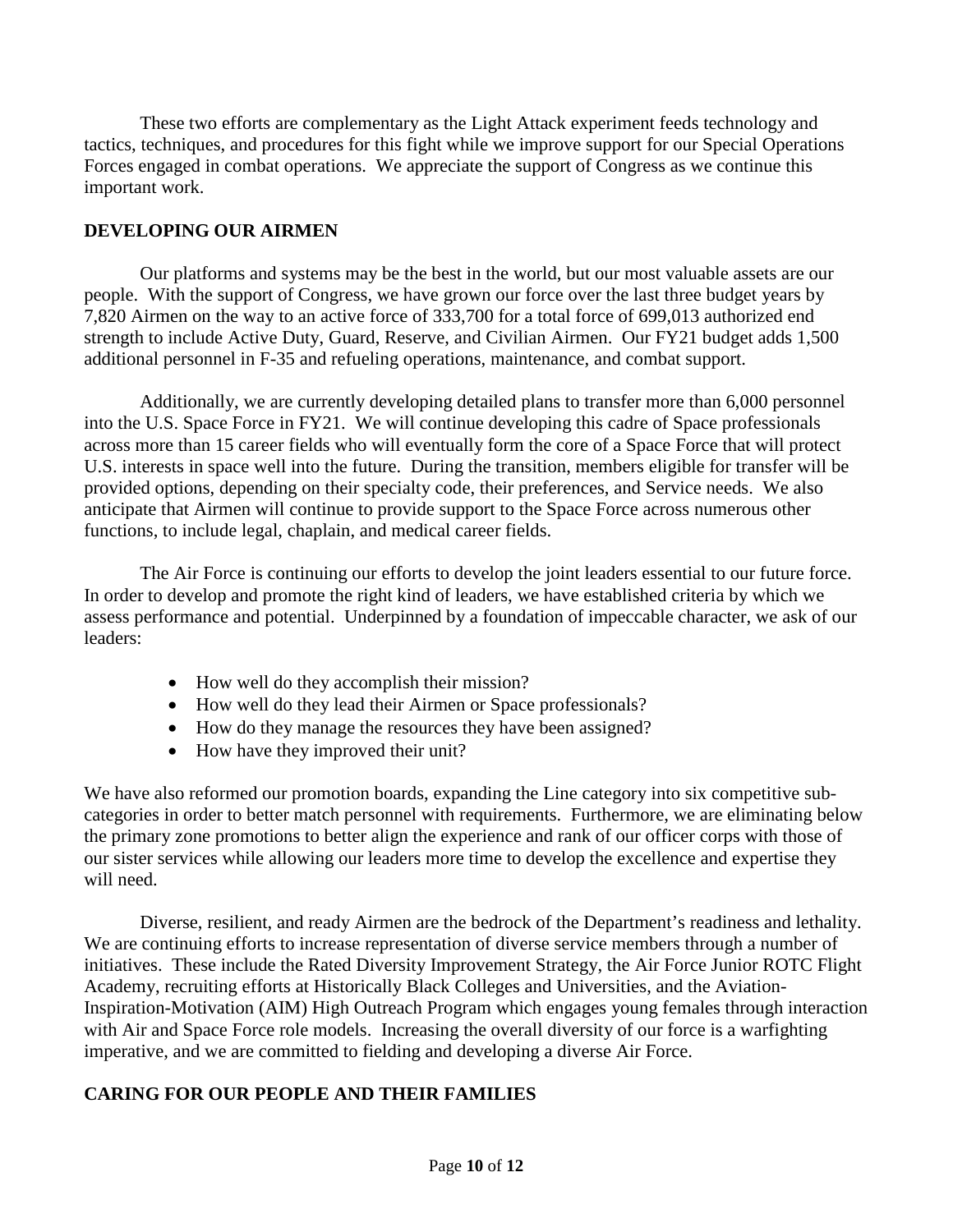These two efforts are complementary as the Light Attack experiment feeds technology and tactics, techniques, and procedures for this fight while we improve support for our Special Operations Forces engaged in combat operations. We appreciate the support of Congress as we continue this important work.

## DEVELOPING OUR AIRMEN

Our platforms and systems may be the best in the world, but our most valuable assets are our people. With the support of Congress, we have grown our force over the last three budget years by 7,820 Airmen on the way to an active force of 333,700 for a total force of 699,013 authorized end strength to include Active Duty, Guard, Reserve, and Civilian Airmen. Our FY21 budget adds 1,500 additional personnel in F-35 and refueling operations, maintenance, and combat support.

Additionally, we are currently developing detailed plans to transfer more than 6,000 personnel into the U.S. Space Force in FY21. We will continue developing this cadre of Space professionals across more than 15 career fields who will eventually form the core of a Space Force that will protect U.S. interests in space well into the future. During the transition, members eligible for transfer will be provided options, depending on their specialty code, their preferences, and Service needs. We also anticipate that Airmen will continue to provide support to the Space Force across numerous other functions, to include legal, chaplain, and medical career fields.

The Air Force is continuing our efforts to develop the joint leaders essential to our future force. In order to develop and promote the right kind of leaders, we have established criteria by which we assess performance and potential. Underpinned by a foundation of impeccable character, we ask of our leaders:

- How well do they accomplish their mission?
- How well do they lead their Airmen or Space professionals?
- How do they manage the resources they have been assigned?
- How have they improved their unit?

We have also reformed our promotion boards, expanding the Line category into six competitive sub-categories in order to better match personnel with requirements. Furthermore, we are eliminating below the primary zone promotions to better align the experience and rank of our officer corps with those of our sister services while allowing our leaders more time to develop the excellence and expertise they will need.

Diverse, resilient, and ready Airmen are the bedrock of the Department's readiness and lethality. We are continuing efforts to increase representation of diverse service members through a number of initiatives. These include the Rated Diversity Improvement Strategy, the Air Force Junior ROTC Flight Academy, recruiting efforts at Historically Black Colleges and Universities, and the Aviation-Inspiration-Motivation (AIM) High Outreach Program which engages young females through interaction with Air and Space Force role models. Increasing the overall diversity of our force is a warfighting imperative, and we are committed to fielding and developing a diverse Air Force.

## CARING FOR OUR PEOPLE AND THEIR FAMILIES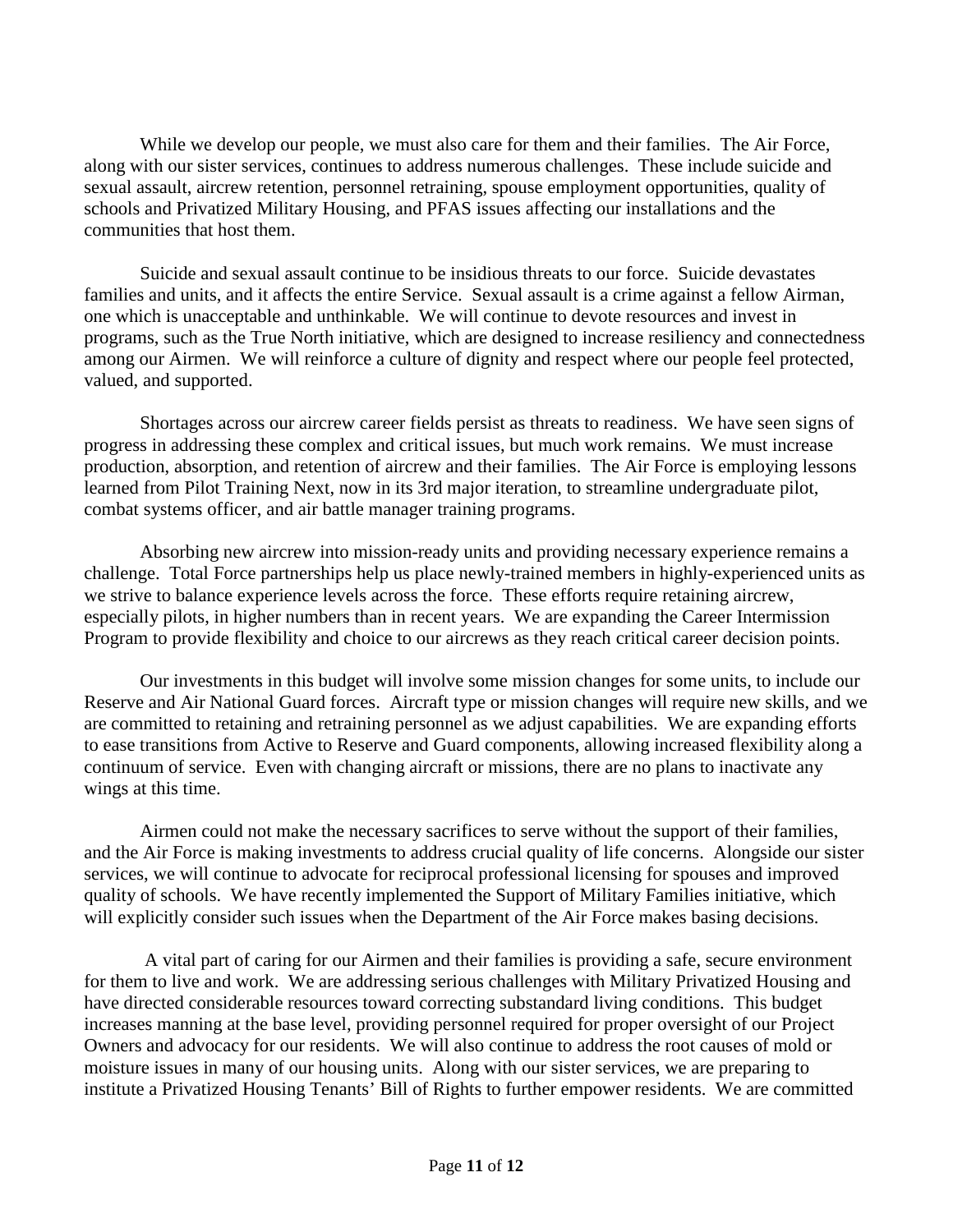While we develop our people, we must also care for them and their families. The Air Force, along with our sister services, continues to address numerous challenges. These include suicide and sexual assault, aircrew retention, personnel retraining, spouse employment opportunities, quality of schools and Privatized Military Housing, and PFAS issues affecting our installations and the communities that host them.

Suicide and sexual assault continue to be insidious threats to our force. Suicide devastates families and units, and it affects the entire Service. Sexual assault is a crime against a fellow Airman, one which is unacceptable and unthinkable. We will continue to devote resources and invest in programs, such as the True North initiative, which are designed to increase resiliency and connectedness among our Airmen. We will reinforce a culture of dignity and respect where our people feel protected, valued, and supported.

Shortages across our aircrew career fields persist as threats to readiness. We have seen signs of progress in addressing these complex and critical issues, but much work remains. We must increase production, absorption, and retention of aircrew and their families. The Air Force is employing lessons learned from Pilot Training Next, now in its 3rd major iteration, to streamline undergraduate pilot, combat systems officer, and air battle manager training programs.

Absorbing new aircrew into mission-ready units and providing necessary experience remains a challenge. Total Force partnerships help us place newly-trained members in highly-experienced units as we strive to balance experience levels across the force. These efforts require retaining aircrew, especially pilots, in higher numbers than in recent years. We are expanding the Career Intermission Program to provide flexibility and choice to our aircrews as they reach critical career decision points.

Our investments in this budget will involve some mission changes for some units, to include our Reserve and Air National Guard forces. Aircraft type or mission changes will require new skills, and we are committed to retaining and retraining personnel as we adjust capabilities. We are expanding efforts to ease transitions from Active to Reserve and Guard components, allowing increased flexibility along a continuum of service. Even with changing aircraft or missions, there are no plans to inactivate any wings at this time.

Airmen could not make the necessary sacrifices to serve without the support of their families, and the Air Force is making investments to address crucial quality of life concerns. Alongside our sister services, we will continue to advocate for reciprocal professional licensing for spouses and improved quality of schools. We have recently implemented the Support of Military Families initiative, which will explicitly consider such issues when the Department of the Air Force makes basing decisions.

A vital part of caring for our Airmen and their families is providing a safe, secure environment for them to live and work. We are addressing serious challenges with Military Privatized Housing and have directed considerable resources toward correcting substandard living conditions. This budget increases manning at the base level, providing personnel required for proper oversight of our Project Owners and advocacy for our residents. We will also continue to address the root causes of mold or moisture issues in many of our housing units. Along with our sister services, we are preparing to institute a Privatized Housing Tenants' Bill of Rights to further empower residents. We are committed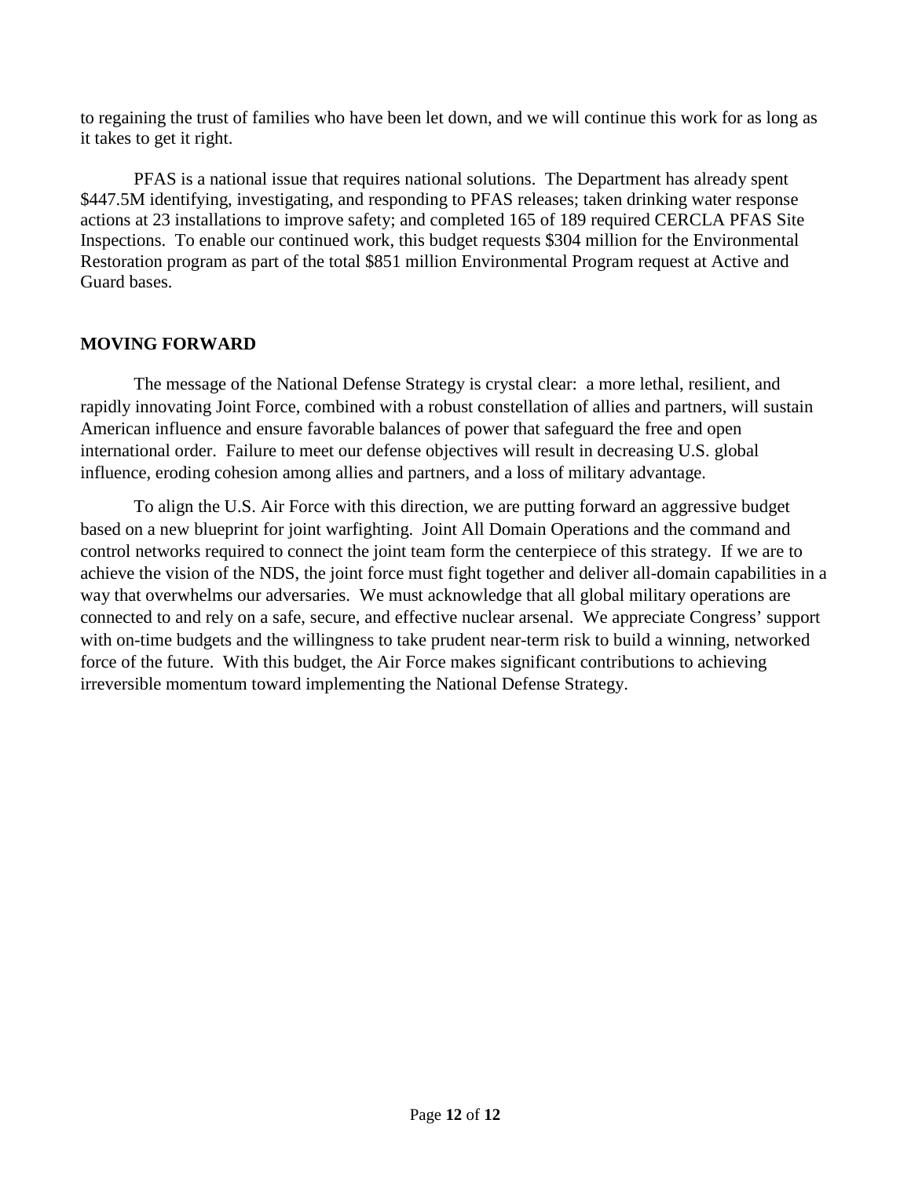to regaining the trust of families who have been let down, and we will continue this work for as long as it takes to get it right.

PFAS is a national issue that requires national solutions. The Department has already spent $447.5M identifying, investigating, and responding to PFAS releases; taken drinking water response actions at 23 installations to improve safety; and completed 165 of 189 required CERCLA PFAS Site Inspections. To enable our continued work, this budget requests $304 million for the Environmental Restoration program as part of the total $851 million Environmental Program request at Active and Guard bases.

## MOVING FORWARD

The message of the National Defense Strategy is crystal clear: a more lethal, resilient, and rapidly innovating Joint Force, combined with a robust constellation of allies and partners, will sustain American influence and ensure favorable balances of power that safeguard the free and open international order. Failure to meet our defense objectives will result in decreasing U.S. global influence, eroding cohesion among allies and partners, and a loss of military advantage.

To align the U.S. Air Force with this direction, we are putting forward an aggressive budget based on a new blueprint for joint warfighting. Joint All Domain Operations and the command and control networks required to connect the joint team form the centerpiece of this strategy. If we are to achieve the vision of the NDS, the joint force must fight together and deliver all-domain capabilities in a way that overwhelms our adversaries. We must acknowledge that all global military operations are connected to and rely on a safe, secure, and effective nuclear arsenal. We appreciate Congress' support with on-time budgets and the willingness to take prudent near-term risk to build a winning, networked force of the future. With this budget, the Air Force makes significant contributions to achieving irreversible momentum toward implementing the National Defense Strategy.